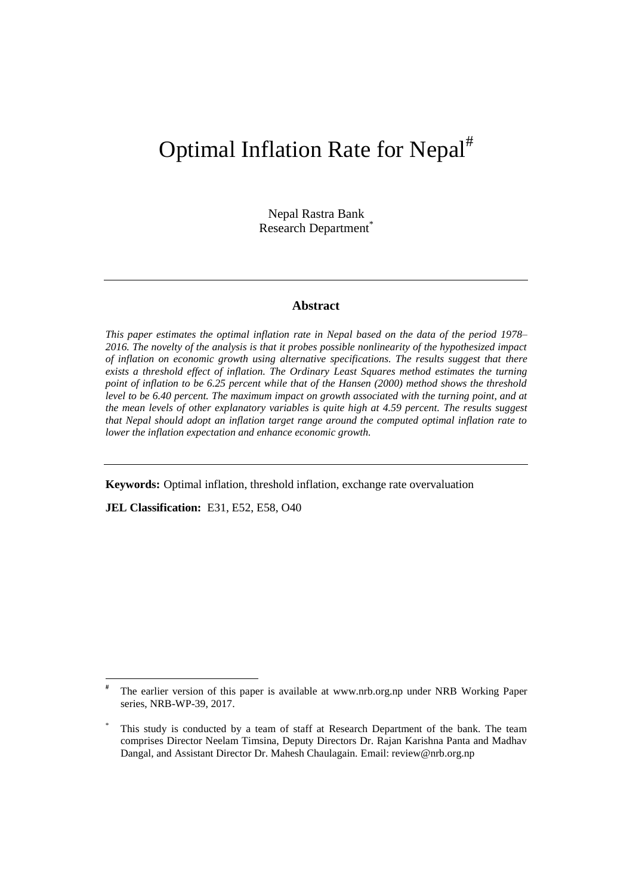# Optimal Inflation Rate for Nepal[#]

Nepal Rastra Bank
Research Department[*]

---

### Abstract

*This paper estimates the optimal inflation rate in Nepal based on the data of the period 1978–2016. The novelty of the analysis is that it probes possible nonlinearity of the hypothesized impact of inflation on economic growth using alternative specifications. The results suggest that there exists a threshold effect of inflation. The Ordinary Least Squares method estimates the turning point of inflation to be 6.25 percent while that of the Hansen (2000) method shows the threshold level to be 6.40 percent. The maximum impact on growth associated with the turning point, and at the mean levels of other explanatory variables is quite high at 4.59 percent. The results suggest that Nepal should adopt an inflation target range around the computed optimal inflation rate to lower the inflation expectation and enhance economic growth.*

---

**Keywords:** Optimal inflation, threshold inflation, exchange rate overvaluation

**JEL Classification:** E31, E52, E58, O40

---

[#] The earlier version of this paper is available at www.nrb.org.np under NRB Working Paper series, NRB-WP-39, 2017.

[*] This study is conducted by a team of staff at Research Department of the bank. The team comprises Director Neelam Timsina, Deputy Directors Dr. Rajan Karishna Panta and Madhav Dangal, and Assistant Director Dr. Mahesh Chaulagain. Email: review@nrb.org.np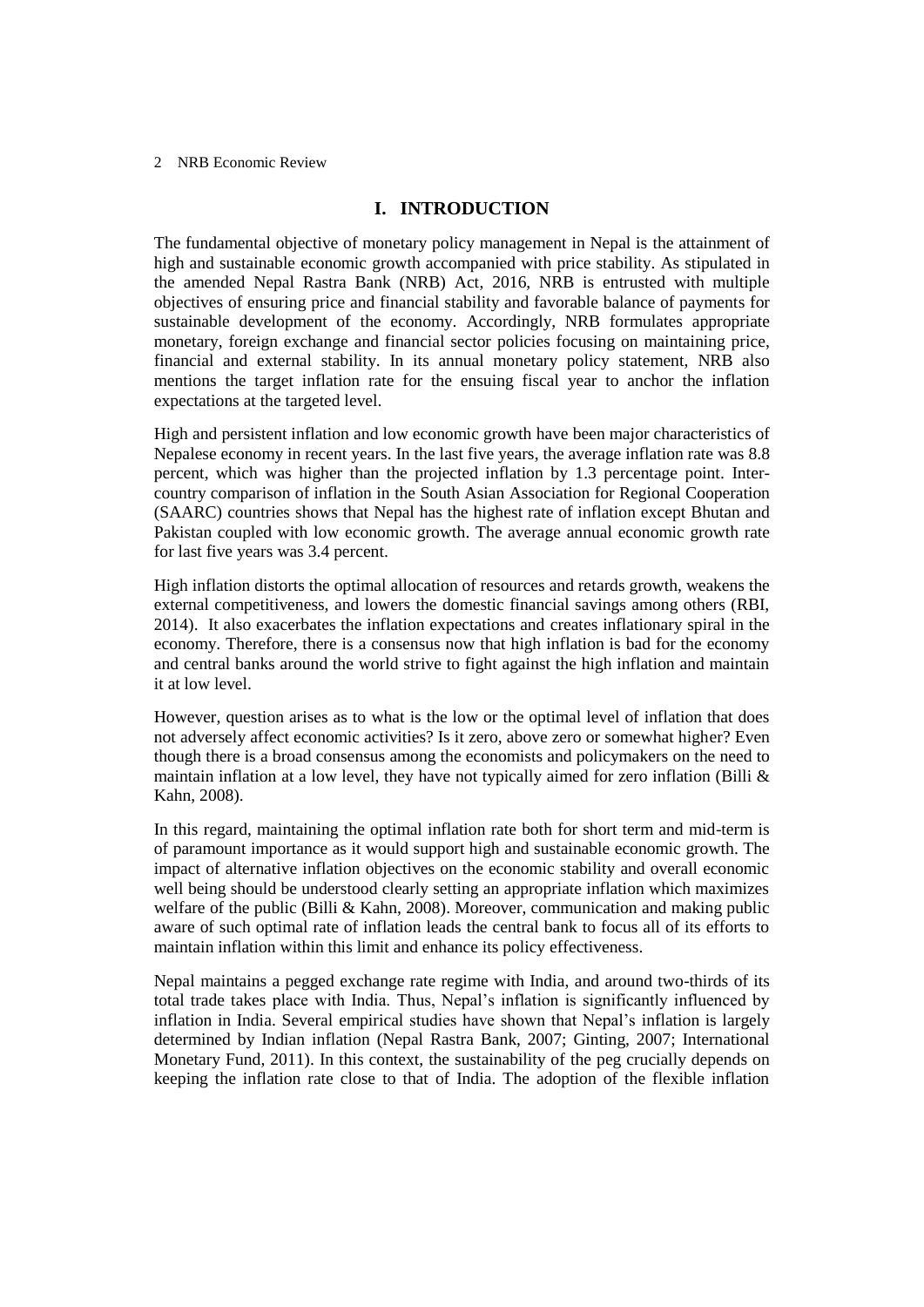# I. INTRODUCTION

The fundamental objective of monetary policy management in Nepal is the attainment of high and sustainable economic growth accompanied with price stability. As stipulated in the amended Nepal Rastra Bank (NRB) Act, 2016, NRB is entrusted with multiple objectives of ensuring price and financial stability and favorable balance of payments for sustainable development of the economy. Accordingly, NRB formulates appropriate monetary, foreign exchange and financial sector policies focusing on maintaining price, financial and external stability. In its annual monetary policy statement, NRB also mentions the target inflation rate for the ensuing fiscal year to anchor the inflation expectations at the targeted level.

High and persistent inflation and low economic growth have been major characteristics of Nepalese economy in recent years. In the last five years, the average inflation rate was 8.8 percent, which was higher than the projected inflation by 1.3 percentage point. Inter-country comparison of inflation in the South Asian Association for Regional Cooperation (SAARC) countries shows that Nepal has the highest rate of inflation except Bhutan and Pakistan coupled with low economic growth. The average annual economic growth rate for last five years was 3.4 percent.

High inflation distorts the optimal allocation of resources and retards growth, weakens the external competitiveness, and lowers the domestic financial savings among others (RBI, 2014). It also exacerbates the inflation expectations and creates inflationary spiral in the economy. Therefore, there is a consensus now that high inflation is bad for the economy and central banks around the world strive to fight against the high inflation and maintain it at low level.

However, question arises as to what is the low or the optimal level of inflation that does not adversely affect economic activities? Is it zero, above zero or somewhat higher? Even though there is a broad consensus among the economists and policymakers on the need to maintain inflation at a low level, they have not typically aimed for zero inflation (Billi & Kahn, 2008).

In this regard, maintaining the optimal inflation rate both for short term and mid-term is of paramount importance as it would support high and sustainable economic growth. The impact of alternative inflation objectives on the economic stability and overall economic well being should be understood clearly setting an appropriate inflation which maximizes welfare of the public (Billi & Kahn, 2008). Moreover, communication and making public aware of such optimal rate of inflation leads the central bank to focus all of its efforts to maintain inflation within this limit and enhance its policy effectiveness.

Nepal maintains a pegged exchange rate regime with India, and around two-thirds of its total trade takes place with India. Thus, Nepal's inflation is significantly influenced by inflation in India. Several empirical studies have shown that Nepal's inflation is largely determined by Indian inflation (Nepal Rastra Bank, 2007; Ginting, 2007; International Monetary Fund, 2011). In this context, the sustainability of the peg crucially depends on keeping the inflation rate close to that of India. The adoption of the flexible inflation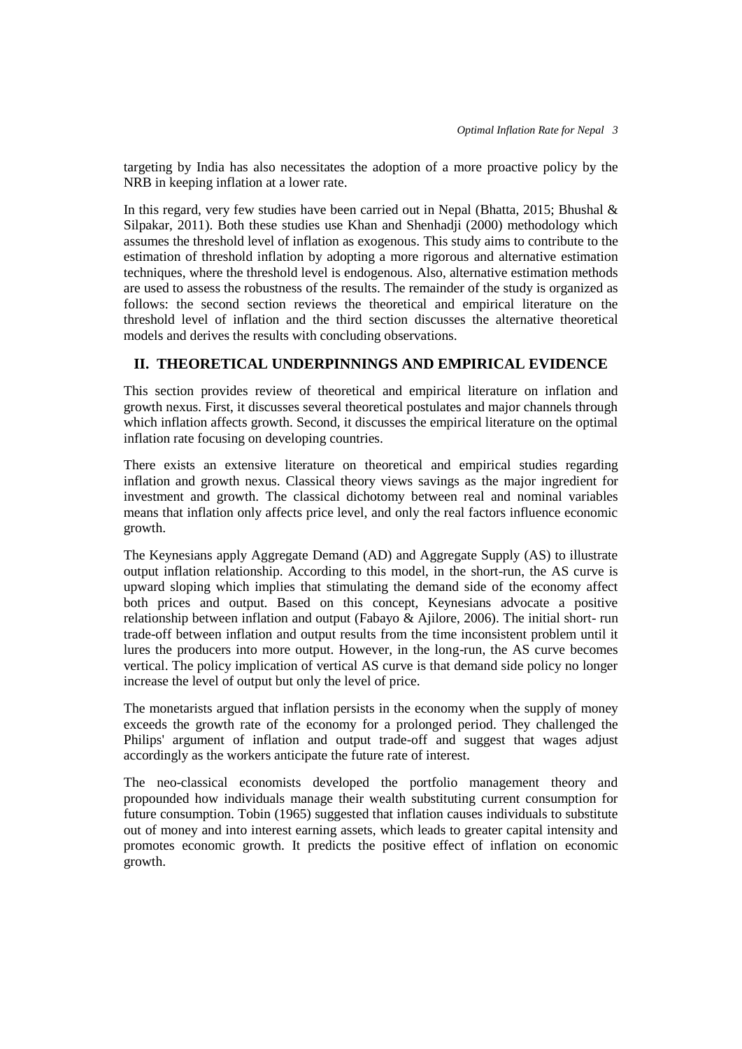targeting by India has also necessitates the adoption of a more proactive policy by the NRB in keeping inflation at a lower rate.

In this regard, very few studies have been carried out in Nepal (Bhatta, 2015; Bhushal & Silpakar, 2011). Both these studies use Khan and Shenhadji (2000) methodology which assumes the threshold level of inflation as exogenous. This study aims to contribute to the estimation of threshold inflation by adopting a more rigorous and alternative estimation techniques, where the threshold level is endogenous. Also, alternative estimation methods are used to assess the robustness of the results. The remainder of the study is organized as follows: the second section reviews the theoretical and empirical literature on the threshold level of inflation and the third section discusses the alternative theoretical models and derives the results with concluding observations.

## II. THEORETICAL UNDERPINNINGS AND EMPIRICAL EVIDENCE

This section provides review of theoretical and empirical literature on inflation and growth nexus. First, it discusses several theoretical postulates and major channels through which inflation affects growth. Second, it discusses the empirical literature on the optimal inflation rate focusing on developing countries.

There exists an extensive literature on theoretical and empirical studies regarding inflation and growth nexus. Classical theory views savings as the major ingredient for investment and growth. The classical dichotomy between real and nominal variables means that inflation only affects price level, and only the real factors influence economic growth.

The Keynesians apply Aggregate Demand (AD) and Aggregate Supply (AS) to illustrate output inflation relationship. According to this model, in the short-run, the AS curve is upward sloping which implies that stimulating the demand side of the economy affect both prices and output. Based on this concept, Keynesians advocate a positive relationship between inflation and output (Fabayo & Ajilore, 2006). The initial short- run trade-off between inflation and output results from the time inconsistent problem until it lures the producers into more output. However, in the long-run, the AS curve becomes vertical. The policy implication of vertical AS curve is that demand side policy no longer increase the level of output but only the level of price.

The monetarists argued that inflation persists in the economy when the supply of money exceeds the growth rate of the economy for a prolonged period. They challenged the Philips' argument of inflation and output trade-off and suggest that wages adjust accordingly as the workers anticipate the future rate of interest.

The neo-classical economists developed the portfolio management theory and propounded how individuals manage their wealth substituting current consumption for future consumption. Tobin (1965) suggested that inflation causes individuals to substitute out of money and into interest earning assets, which leads to greater capital intensity and promotes economic growth. It predicts the positive effect of inflation on economic growth.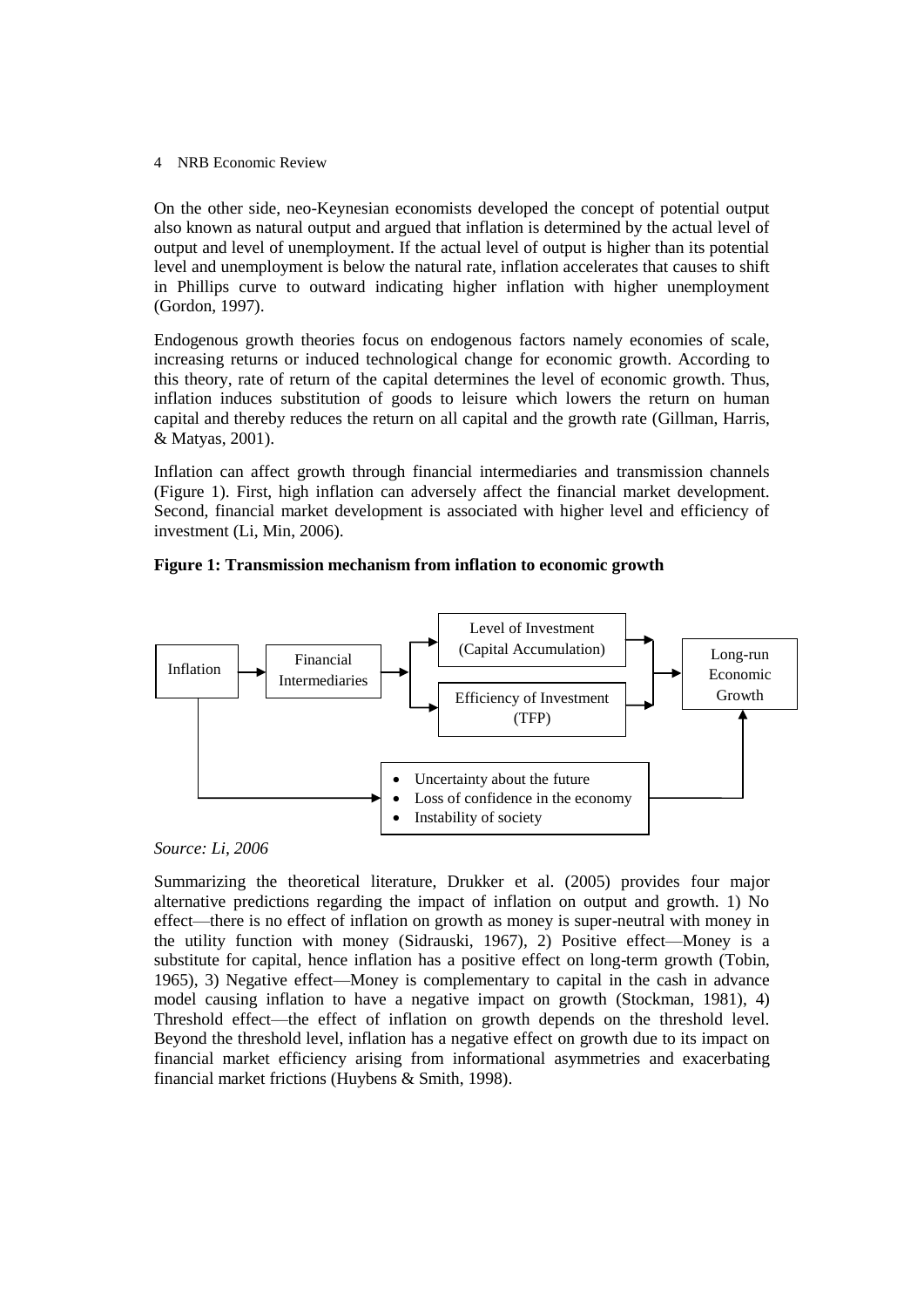On the other side, neo-Keynesian economists developed the concept of potential output also known as natural output and argued that inflation is determined by the actual level of output and level of unemployment. If the actual level of output is higher than its potential level and unemployment is below the natural rate, inflation accelerates that causes to shift in Phillips curve to outward indicating higher inflation with higher unemployment (Gordon, 1997).

Endogenous growth theories focus on endogenous factors namely economies of scale, increasing returns or induced technological change for economic growth. According to this theory, rate of return of the capital determines the level of economic growth. Thus, inflation induces substitution of goods to leisure which lowers the return on human capital and thereby reduces the return on all capital and the growth rate (Gillman, Harris, & Matyas, 2001).

Inflation can affect growth through financial intermediaries and transmission channels (Figure 1). First, high inflation can adversely affect the financial market development. Second, financial market development is associated with higher level and efficiency of investment (Li, Min, 2006).

**Figure 1: Transmission mechanism from inflation to economic growth**

Inflation → Financial Intermediaries → Level of Investment (Capital Accumulation) / Efficiency of Investment (TFP) → Long-run Economic Growth

Inflation →
- Uncertainty about the future
- Loss of confidence in the economy
- Instability of society

→ Long-run Economic Growth

*Source: Li, 2006*

Summarizing the theoretical literature, Drukker et al. (2005) provides four major alternative predictions regarding the impact of inflation on output and growth. 1) No effect—there is no effect of inflation on growth as money is super-neutral with money in the utility function with money (Sidrauski, 1967), 2) Positive effect—Money is a substitute for capital, hence inflation has a positive effect on long-term growth (Tobin, 1965), 3) Negative effect—Money is complementary to capital in the cash in advance model causing inflation to have a negative impact on growth (Stockman, 1981), 4) Threshold effect—the effect of inflation on growth depends on the threshold level. Beyond the threshold level, inflation has a negative effect on growth due to its impact on financial market efficiency arising from informational asymmetries and exacerbating financial market frictions (Huybens & Smith, 1998).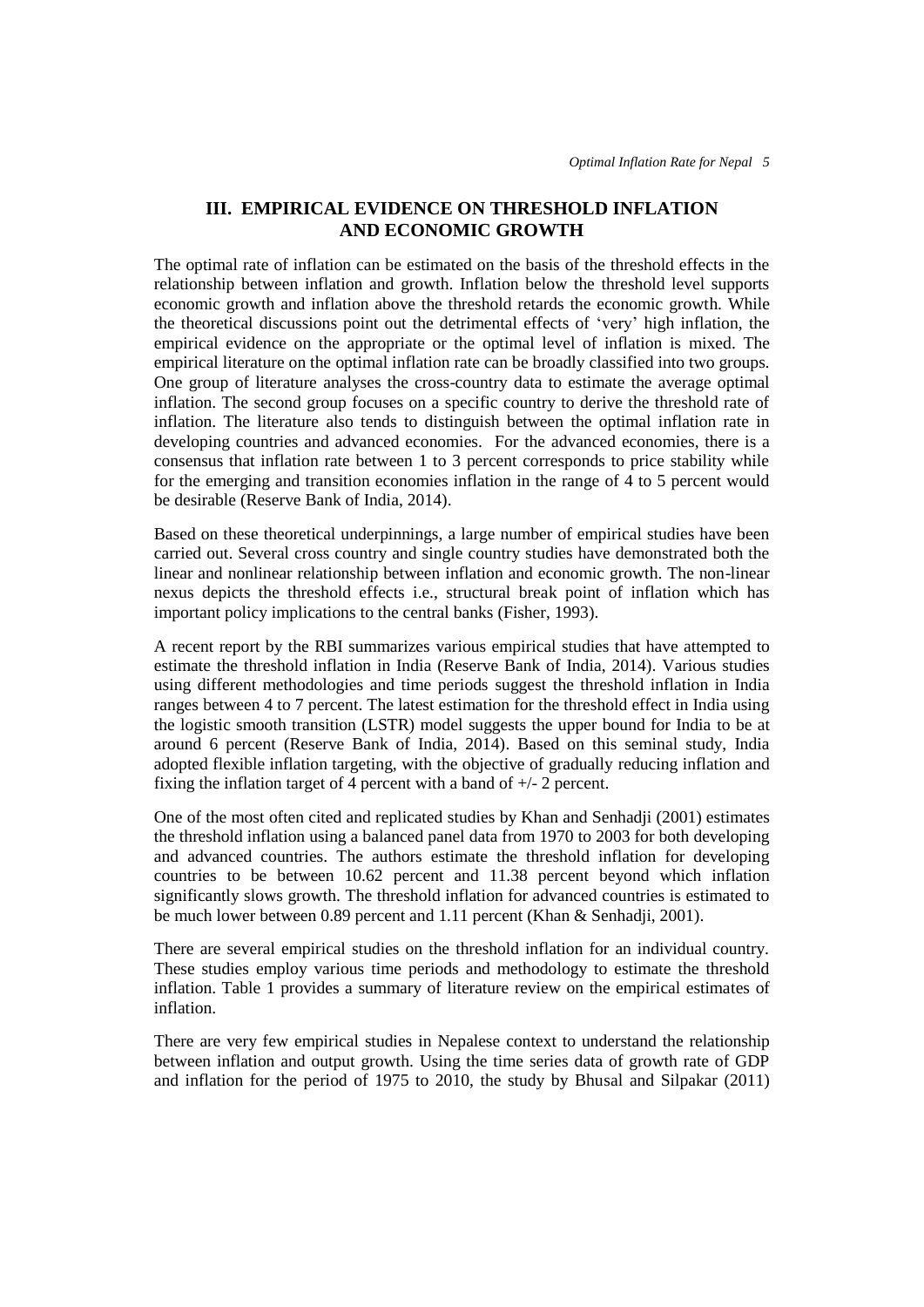## III. EMPIRICAL EVIDENCE ON THRESHOLD INFLATION AND ECONOMIC GROWTH

The optimal rate of inflation can be estimated on the basis of the threshold effects in the relationship between inflation and growth. Inflation below the threshold level supports economic growth and inflation above the threshold retards the economic growth. While the theoretical discussions point out the detrimental effects of 'very' high inflation, the empirical evidence on the appropriate or the optimal level of inflation is mixed. The empirical literature on the optimal inflation rate can be broadly classified into two groups. One group of literature analyses the cross-country data to estimate the average optimal inflation. The second group focuses on a specific country to derive the threshold rate of inflation. The literature also tends to distinguish between the optimal inflation rate in developing countries and advanced economies. For the advanced economies, there is a consensus that inflation rate between 1 to 3 percent corresponds to price stability while for the emerging and transition economies inflation in the range of 4 to 5 percent would be desirable (Reserve Bank of India, 2014).

Based on these theoretical underpinnings, a large number of empirical studies have been carried out. Several cross country and single country studies have demonstrated both the linear and nonlinear relationship between inflation and economic growth. The non-linear nexus depicts the threshold effects i.e., structural break point of inflation which has important policy implications to the central banks (Fisher, 1993).

A recent report by the RBI summarizes various empirical studies that have attempted to estimate the threshold inflation in India (Reserve Bank of India, 2014). Various studies using different methodologies and time periods suggest the threshold inflation in India ranges between 4 to 7 percent. The latest estimation for the threshold effect in India using the logistic smooth transition (LSTR) model suggests the upper bound for India to be at around 6 percent (Reserve Bank of India, 2014). Based on this seminal study, India adopted flexible inflation targeting, with the objective of gradually reducing inflation and fixing the inflation target of 4 percent with a band of +/- 2 percent.

One of the most often cited and replicated studies by Khan and Senhadji (2001) estimates the threshold inflation using a balanced panel data from 1970 to 2003 for both developing and advanced countries. The authors estimate the threshold inflation for developing countries to be between 10.62 percent and 11.38 percent beyond which inflation significantly slows growth. The threshold inflation for advanced countries is estimated to be much lower between 0.89 percent and 1.11 percent (Khan & Senhadji, 2001).

There are several empirical studies on the threshold inflation for an individual country. These studies employ various time periods and methodology to estimate the threshold inflation. Table 1 provides a summary of literature review on the empirical estimates of inflation.

There are very few empirical studies in Nepalese context to understand the relationship between inflation and output growth. Using the time series data of growth rate of GDP and inflation for the period of 1975 to 2010, the study by Bhusal and Silpakar (2011)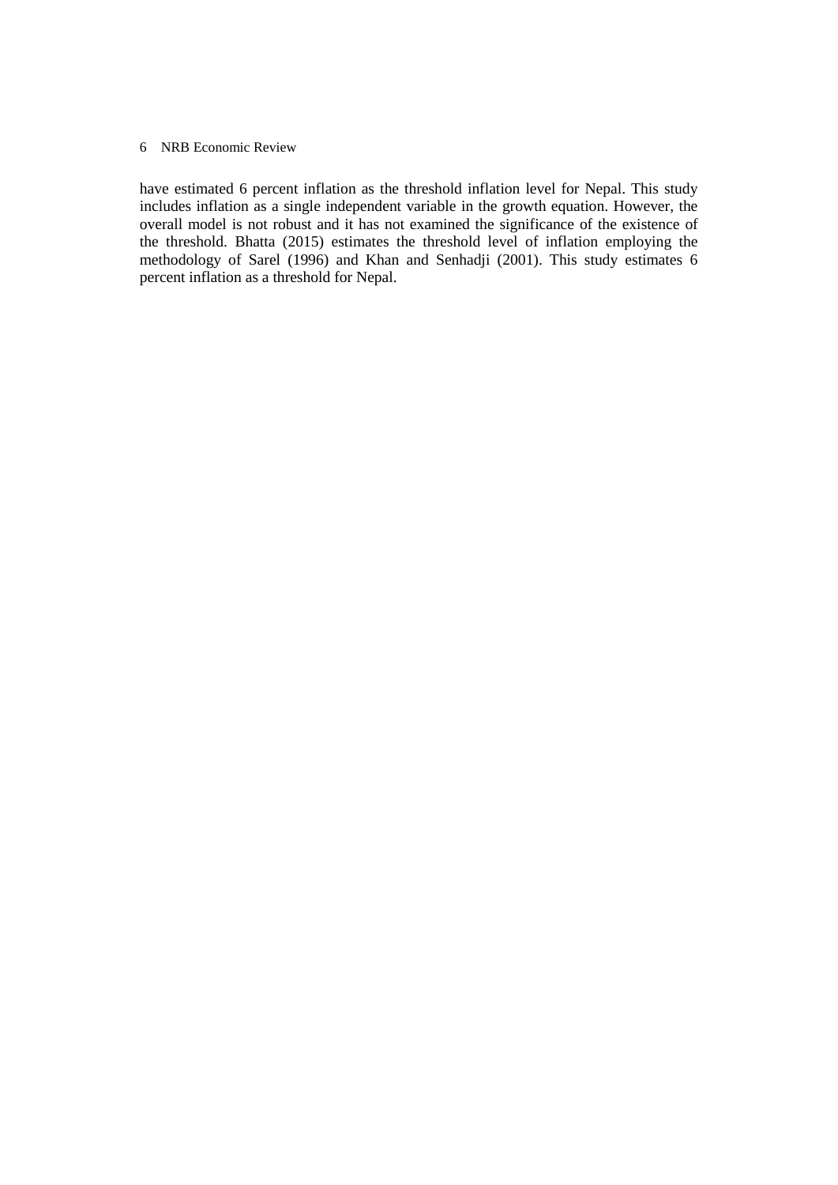have estimated 6 percent inflation as the threshold inflation level for Nepal. This study includes inflation as a single independent variable in the growth equation. However, the overall model is not robust and it has not examined the significance of the existence of the threshold. Bhatta (2015) estimates the threshold level of inflation employing the methodology of Sarel (1996) and Khan and Senhadji (2001). This study estimates 6 percent inflation as a threshold for Nepal.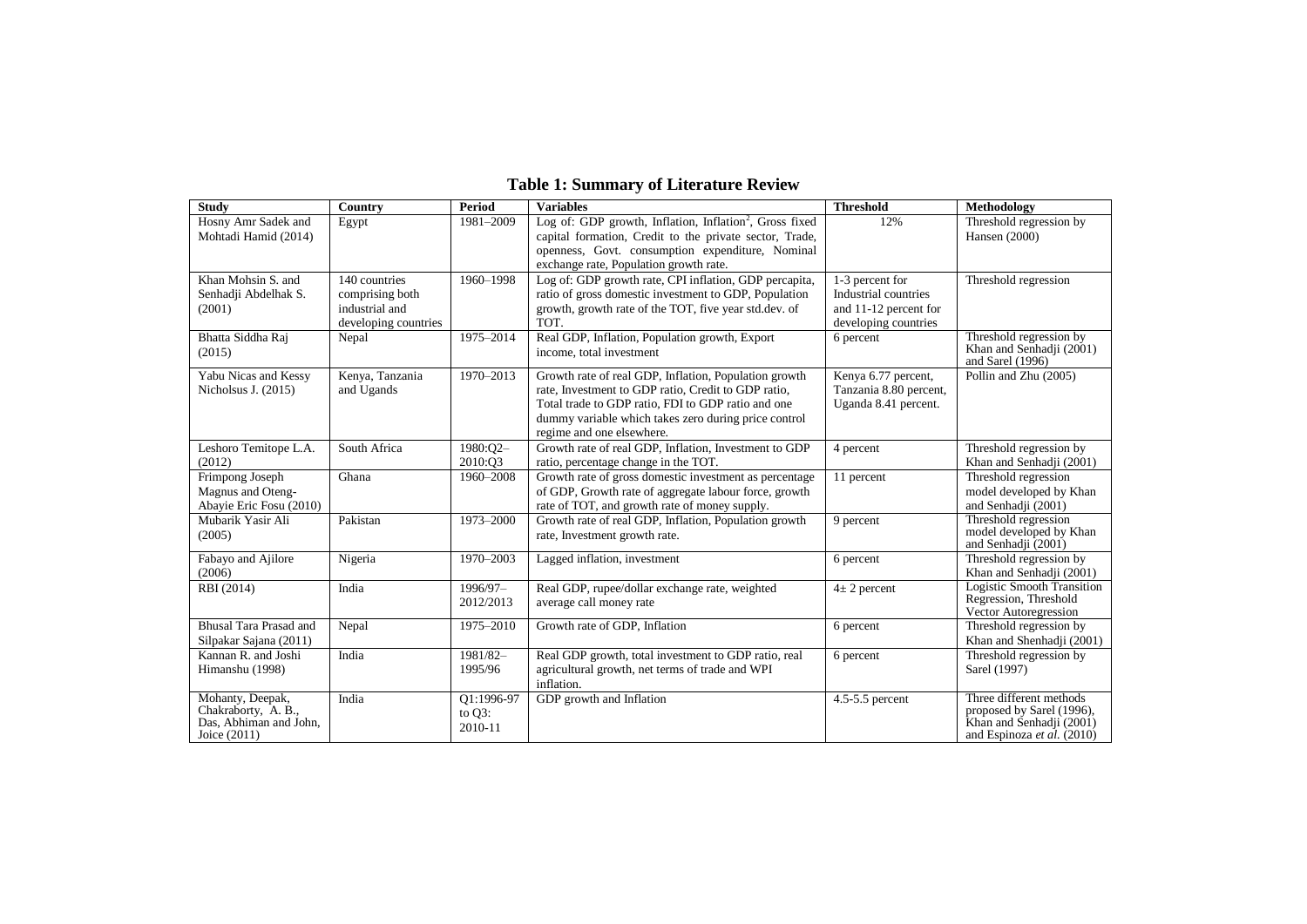**Table 1: Summary of Literature Review**

| Study | Country | Period | Variables | Threshold | Methodology |
|---|---|---|---|---|---|
| Hosny Amr Sadek and Mohtadi Hamid (2014) | Egypt | 1981–2009 | Log of: GDP growth, Inflation, Inflation$^2$, Gross fixed capital formation, Credit to the private sector, Trade, openness, Govt. consumption expenditure, Nominal exchange rate, Population growth rate. | 12% | Threshold regression by Hansen (2000) |
| Khan Mohsin S. and Senhadji Abdelhak S. (2001) | 140 countries comprising both industrial and developing countries | 1960–1998 | Log of: GDP growth rate, CPI inflation, GDP percapita, ratio of gross domestic investment to GDP, Population growth, growth rate of the TOT, five year std.dev. of TOT. | 1-3 percent for Industrial countries and 11-12 percent for developing countries | Threshold regression |
| Bhatta Siddha Raj (2015) | Nepal | 1975–2014 | Real GDP, Inflation, Population growth, Export income, total investment | 6 percent | Threshold regression by Khan and Senhadji (2001) and Sarel (1996) |
| Yabu Nicas and Kessy Nicholsus J. (2015) | Kenya, Tanzania and Ugands | 1970–2013 | Growth rate of real GDP, Inflation, Population growth rate, Investment to GDP ratio, Credit to GDP ratio, Total trade to GDP ratio, FDI to GDP ratio and one dummy variable which takes zero during price control regime and one elsewhere. | Kenya 6.77 percent, Tanzania 8.80 percent, Uganda 8.41 percent. | Pollin and Zhu (2005) |
| Leshoro Temitope L.A. (2012) | South Africa | 1980:Q2–2010:Q3 | Growth rate of real GDP, Inflation, Investment to GDP ratio, percentage change in the TOT. | 4 percent | Threshold regression by Khan and Senhadji (2001) |
| Frimpong Joseph Magnus and Oteng-Abayie Eric Fosu (2010) | Ghana | 1960–2008 | Growth rate of gross domestic investment as percentage of GDP, Growth rate of aggregate labour force, growth rate of TOT, and growth rate of money supply. | 11 percent | Threshold regression model developed by Khan and Senhadji (2001) |
| Mubarik Yasir Ali (2005) | Pakistan | 1973–2000 | Growth rate of real GDP, Inflation, Population growth rate, Investment growth rate. | 9 percent | Threshold regression model developed by Khan and Senhadji (2001) |
| Fabayo and Ajilore (2006) | Nigeria | 1970–2003 | Lagged inflation, investment | 6 percent | Threshold regression by Khan and Senhadji (2001) |
| RBI (2014) | India | 1996/97–2012/2013 | Real GDP, rupee/dollar exchange rate, weighted average call money rate | 4± 2 percent | Logistic Smooth Transition Regression, Threshold Vector Autoregression |
| Bhusal Tara Prasad and Silpakar Sajana (2011) | Nepal | 1975–2010 | Growth rate of GDP, Inflation | 6 percent | Threshold regression by Khan and Shenhadji (2001) |
| Kannan R. and Joshi Himanshu (1998) | India | 1981/82–1995/96 | Real GDP growth, total investment to GDP ratio, real agricultural growth, net terms of trade and WPI inflation. | 6 percent | Threshold regression by Sarel (1997) |
| Mohanty, Deepak, Chakraborty, A. B., Das, Abhiman and John, Joice (2011) | India | Q1:1996-97 to Q3: 2010-11 | GDP growth and Inflation | 4.5-5.5 percent | Three different methods proposed by Sarel (1996), Khan and Senhadji (2001) and Espinoza *et al.* (2010) |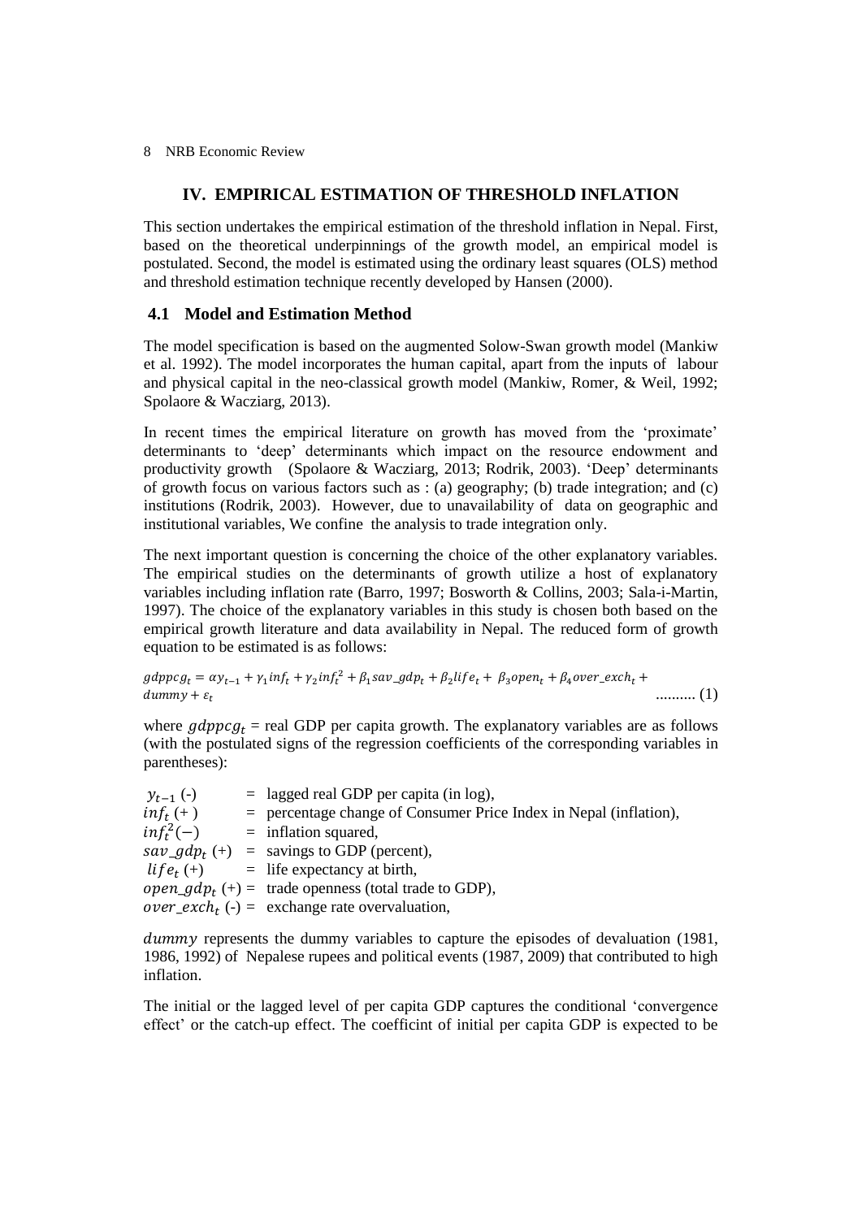## IV. EMPIRICAL ESTIMATION OF THRESHOLD INFLATION

This section undertakes the empirical estimation of the threshold inflation in Nepal. First, based on the theoretical underpinnings of the growth model, an empirical model is postulated. Second, the model is estimated using the ordinary least squares (OLS) method and threshold estimation technique recently developed by Hansen (2000).

### 4.1 Model and Estimation Method

The model specification is based on the augmented Solow-Swan growth model (Mankiw et al. 1992). The model incorporates the human capital, apart from the inputs of labour and physical capital in the neo-classical growth model (Mankiw, Romer, & Weil, 1992; Spolaore & Wacziarg, 2013).

In recent times the empirical literature on growth has moved from the 'proximate' determinants to 'deep' determinants which impact on the resource endowment and productivity growth (Spolaore & Wacziarg, 2013; Rodrik, 2003). 'Deep' determinants of growth focus on various factors such as : (a) geography; (b) trade integration; and (c) institutions (Rodrik, 2003). However, due to unavailability of data on geographic and institutional variables, We confine the analysis to trade integration only.

The next important question is concerning the choice of the other explanatory variables. The empirical studies on the determinants of growth utilize a host of explanatory variables including inflation rate (Barro, 1997; Bosworth & Collins, 2003; Sala-i-Martin, 1997). The choice of the explanatory variables in this study is chosen both based on the empirical growth literature and data availability in Nepal. The reduced form of growth equation to be estimated is as follows:

$$gdppcg_t = \alpha y_{t-1} + \gamma_1 inf_t + \gamma_2 inf_t^2 + \beta_1 sav\_gdp_t + \beta_2 life_t + \beta_3 open_t + \beta_4 over\_exch_t + dummy + \varepsilon_t \quad \text{.......... (1)}$$

where $gdppcg_t$ = real GDP per capita growth. The explanatory variables are as follows (with the postulated signs of the regression coefficients of the corresponding variables in parentheses):

- $y_{t-1}$ (-) = lagged real GDP per capita (in log),
- $inf_t$ (+) = percentage change of Consumer Price Index in Nepal (inflation),
- $inf_t^2 (-)$ = inflation squared,
- $sav\_gdp_t$ (+) = savings to GDP (percent),
- $life_t$ (+) = life expectancy at birth,
- $open\_gdp_t$ (+) = trade openness (total trade to GDP),
- $over\_exch_t$ (-) = exchange rate overvaluation,

$dummy$ represents the dummy variables to capture the episodes of devaluation (1981, 1986, 1992) of Nepalese rupees and political events (1987, 2009) that contributed to high inflation.

The initial or the lagged level of per capita GDP captures the conditional 'convergence effect' or the catch-up effect. The coefficint of initial per capita GDP is expected to be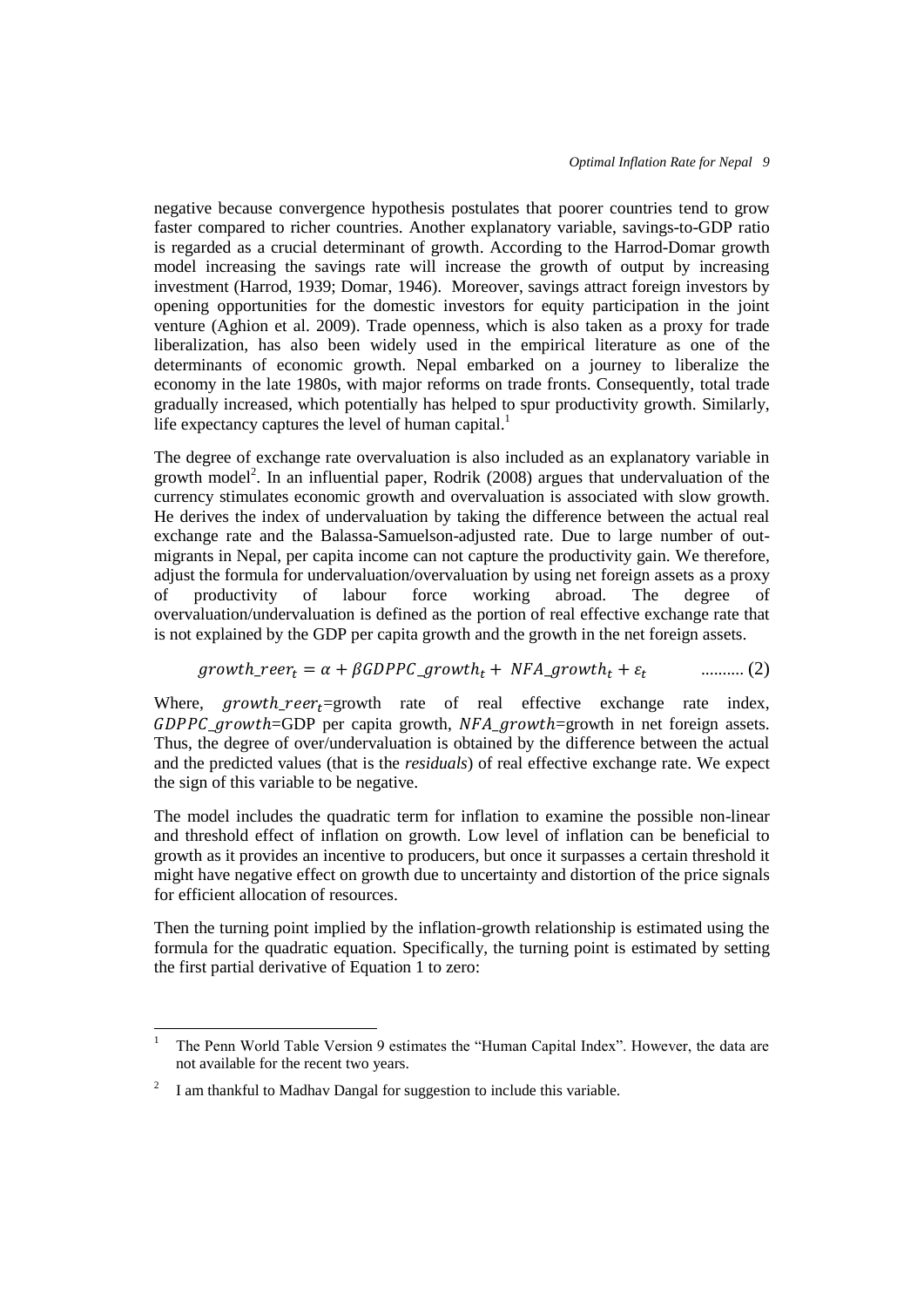negative because convergence hypothesis postulates that poorer countries tend to grow faster compared to richer countries. Another explanatory variable, savings-to-GDP ratio is regarded as a crucial determinant of growth. According to the Harrod-Domar growth model increasing the savings rate will increase the growth of output by increasing investment (Harrod, 1939; Domar, 1946). Moreover, savings attract foreign investors by opening opportunities for the domestic investors for equity participation in the joint venture (Aghion et al. 2009). Trade openness, which is also taken as a proxy for trade liberalization, has also been widely used in the empirical literature as one of the determinants of economic growth. Nepal embarked on a journey to liberalize the economy in the late 1980s, with major reforms on trade fronts. Consequently, total trade gradually increased, which potentially has helped to spur productivity growth. Similarly, life expectancy captures the level of human capital.[1]

The degree of exchange rate overvaluation is also included as an explanatory variable in growth model[2]. In an influential paper, Rodrik (2008) argues that undervaluation of the currency stimulates economic growth and overvaluation is associated with slow growth. He derives the index of undervaluation by taking the difference between the actual real exchange rate and the Balassa-Samuelson-adjusted rate. Due to large number of out-migrants in Nepal, per capita income can not capture the productivity gain. We therefore, adjust the formula for undervaluation/overvaluation by using net foreign assets as a proxy of productivity of labour force working abroad. The degree of overvaluation/undervaluation is defined as the portion of real effective exchange rate that is not explained by the GDP per capita growth and the growth in the net foreign assets.

$$growth\_reer_t = \alpha + \beta GDPPC\_growth_t + NFA\_growth_t + \varepsilon_t \quad \text{..........} (2)$$

Where, $growth\_reer_t$=growth rate of real effective exchange rate index, $GDPPC\_growth$=GDP per capita growth, $NFA\_growth$=growth in net foreign assets. Thus, the degree of over/undervaluation is obtained by the difference between the actual and the predicted values (that is the *residuals*) of real effective exchange rate. We expect the sign of this variable to be negative.

The model includes the quadratic term for inflation to examine the possible non-linear and threshold effect of inflation on growth. Low level of inflation can be beneficial to growth as it provides an incentive to producers, but once it surpasses a certain threshold it might have negative effect on growth due to uncertainty and distortion of the price signals for efficient allocation of resources.

Then the turning point implied by the inflation-growth relationship is estimated using the formula for the quadratic equation. Specifically, the turning point is estimated by setting the first partial derivative of Equation 1 to zero:

---

[1] The Penn World Table Version 9 estimates the "Human Capital Index". However, the data are not available for the recent two years.

[2] I am thankful to Madhav Dangal for suggestion to include this variable.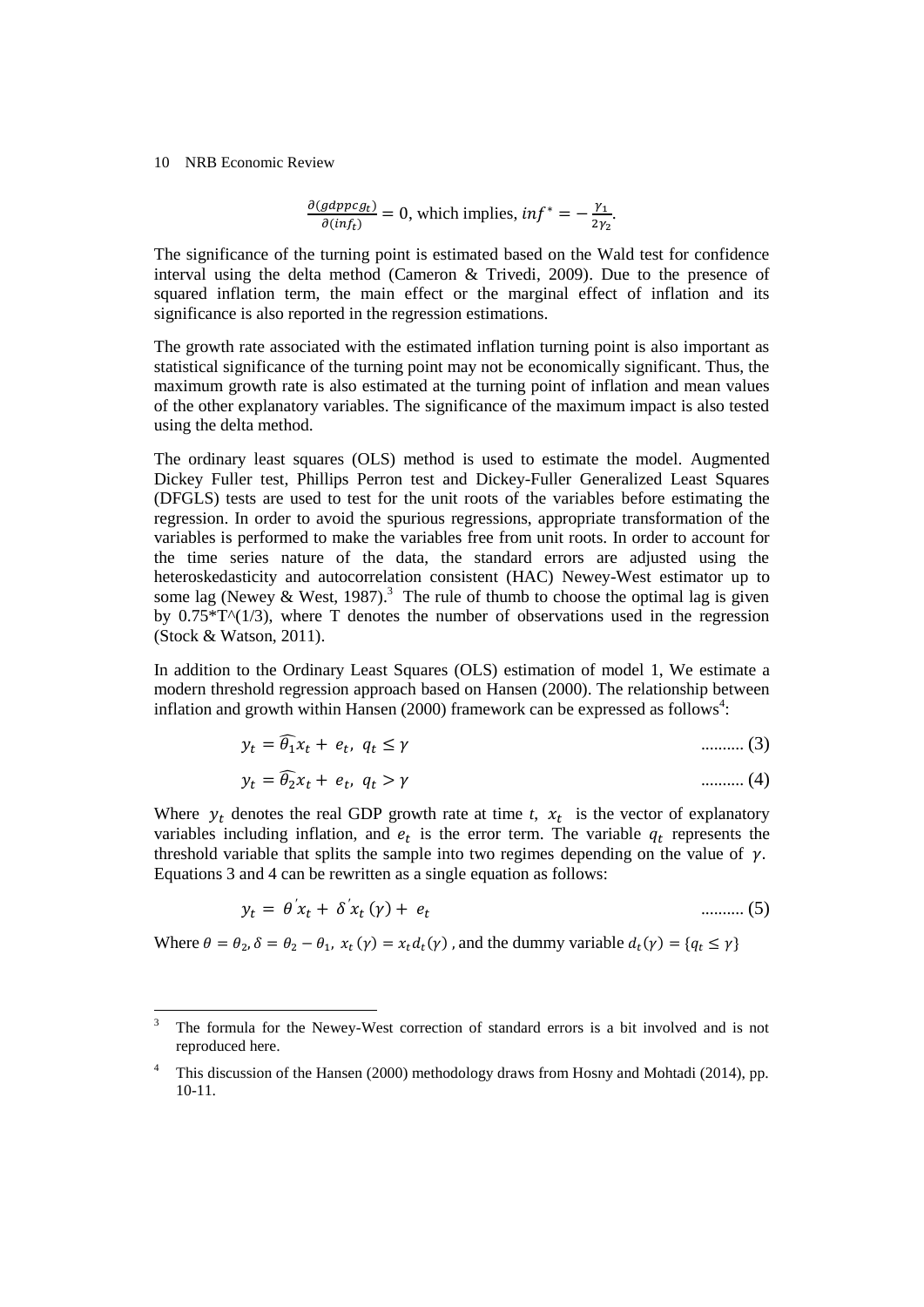$$\frac{\partial(gdppcg_t)}{\partial(inf_t)} = 0, \text{ which implies, } inf^* = -\frac{\gamma_1}{2\gamma_2}.$$

The significance of the turning point is estimated based on the Wald test for confidence interval using the delta method (Cameron & Trivedi, 2009). Due to the presence of squared inflation term, the main effect or the marginal effect of inflation and its significance is also reported in the regression estimations.

The growth rate associated with the estimated inflation turning point is also important as statistical significance of the turning point may not be economically significant. Thus, the maximum growth rate is also estimated at the turning point of inflation and mean values of the other explanatory variables. The significance of the maximum impact is also tested using the delta method.

The ordinary least squares (OLS) method is used to estimate the model. Augmented Dickey Fuller test, Phillips Perron test and Dickey-Fuller Generalized Least Squares (DFGLS) tests are used to test for the unit roots of the variables before estimating the regression. In order to avoid the spurious regressions, appropriate transformation of the variables is performed to make the variables free from unit roots. In order to account for the time series nature of the data, the standard errors are adjusted using the heteroskedasticity and autocorrelation consistent (HAC) Newey-West estimator up to some lag (Newey & West, 1987).[3] The rule of thumb to choose the optimal lag is given by 0.75*T^(1/3), where T denotes the number of observations used in the regression (Stock & Watson, 2011).

In addition to the Ordinary Least Squares (OLS) estimation of model 1, We estimate a modern threshold regression approach based on Hansen (2000). The relationship between inflation and growth within Hansen (2000) framework can be expressed as follows[4]:

$$y_t = \widehat{\theta_1} x_t + e_t, \; q_t \leq \gamma \quad \text{.......... (3)}$$

$$y_t = \widehat{\theta_2} x_t + e_t, \; q_t > \gamma \quad \text{.......... (4)}$$

Where $y_t$ denotes the real GDP growth rate at time $t$, $x_t$ is the vector of explanatory variables including inflation, and $e_t$ is the error term. The variable $q_t$ represents the threshold variable that splits the sample into two regimes depending on the value of $\gamma$. Equations 3 and 4 can be rewritten as a single equation as follows:

$$y_t = \theta' x_t + \delta' x_t(\gamma) + e_t \quad \text{.......... (5)}$$

Where $\theta = \theta_2, \delta = \theta_2 - \theta_1, \; x_t(\gamma) = x_t d_t(\gamma)$ , and the dummy variable $d_t(\gamma) = \{q_t \leq \gamma\}$

---

[3] The formula for the Newey-West correction of standard errors is a bit involved and is not reproduced here.

[4] This discussion of the Hansen (2000) methodology draws from Hosny and Mohtadi (2014), pp. 10-11.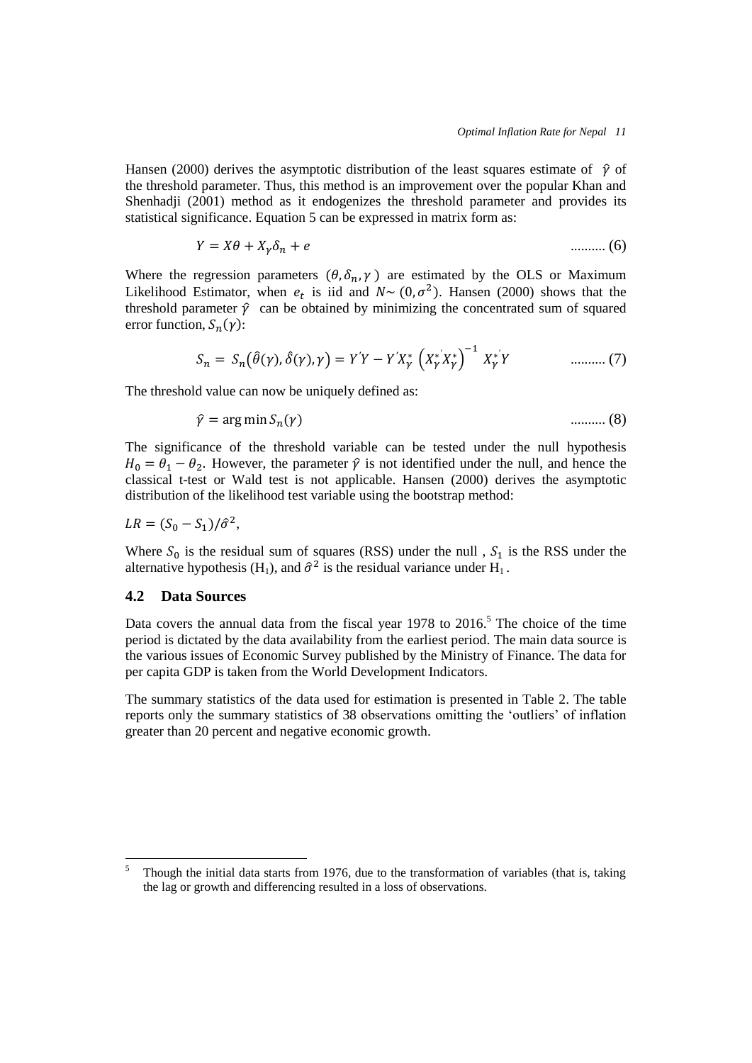Hansen (2000) derives the asymptotic distribution of the least squares estimate of $\hat{\gamma}$ of the threshold parameter. Thus, this method is an improvement over the popular Khan and Shenhadji (2001) method as it endogenizes the threshold parameter and provides its statistical significance. Equation 5 can be expressed in matrix form as:

$$Y = X\theta + X_{\gamma}\delta_n + e \qquad \text{.......... (6)}$$

Where the regression parameters $(\theta, \delta_n, \gamma)$ are estimated by the OLS or Maximum Likelihood Estimator, when $e_t$ is iid and $N \sim (0, \sigma^2)$. Hansen (2000) shows that the threshold parameter $\hat{\gamma}$ can be obtained by minimizing the concentrated sum of squared error function, $S_n(\gamma)$:

$$S_n = S_n(\hat{\theta}(\gamma), \hat{\delta}(\gamma), \gamma) = Y^{'}Y - Y^{'}X_{\gamma}^{*}\left(X_{\gamma}^{*'}X_{\gamma}^{*}\right)^{-1}X_{\gamma}^{*'}Y \qquad \text{.......... (7)}$$

The threshold value can now be uniquely defined as:

$$\hat{\gamma} = \arg\min S_n(\gamma) \qquad \text{.......... (8)}$$

The significance of the threshold variable can be tested under the null hypothesis $H_0 = \theta_1 - \theta_2$. However, the parameter $\hat{\gamma}$ is not identified under the null, and hence the classical t-test or Wald test is not applicable. Hansen (2000) derives the asymptotic distribution of the likelihood test variable using the bootstrap method:

$LR = (S_0 - S_1)/\hat{\sigma}^2$,

Where $S_0$ is the residual sum of squares (RSS) under the null , $S_1$ is the RSS under the alternative hypothesis ($H_1$), and $\hat{\sigma}^2$ is the residual variance under $H_1$ .

## 4.2 Data Sources

Data covers the annual data from the fiscal year 1978 to 2016.[5] The choice of the time period is dictated by the data availability from the earliest period. The main data source is the various issues of Economic Survey published by the Ministry of Finance. The data for per capita GDP is taken from the World Development Indicators.

The summary statistics of the data used for estimation is presented in Table 2. The table reports only the summary statistics of 38 observations omitting the 'outliers' of inflation greater than 20 percent and negative economic growth.

---

[5] Though the initial data starts from 1976, due to the transformation of variables (that is, taking the lag or growth and differencing resulted in a loss of observations.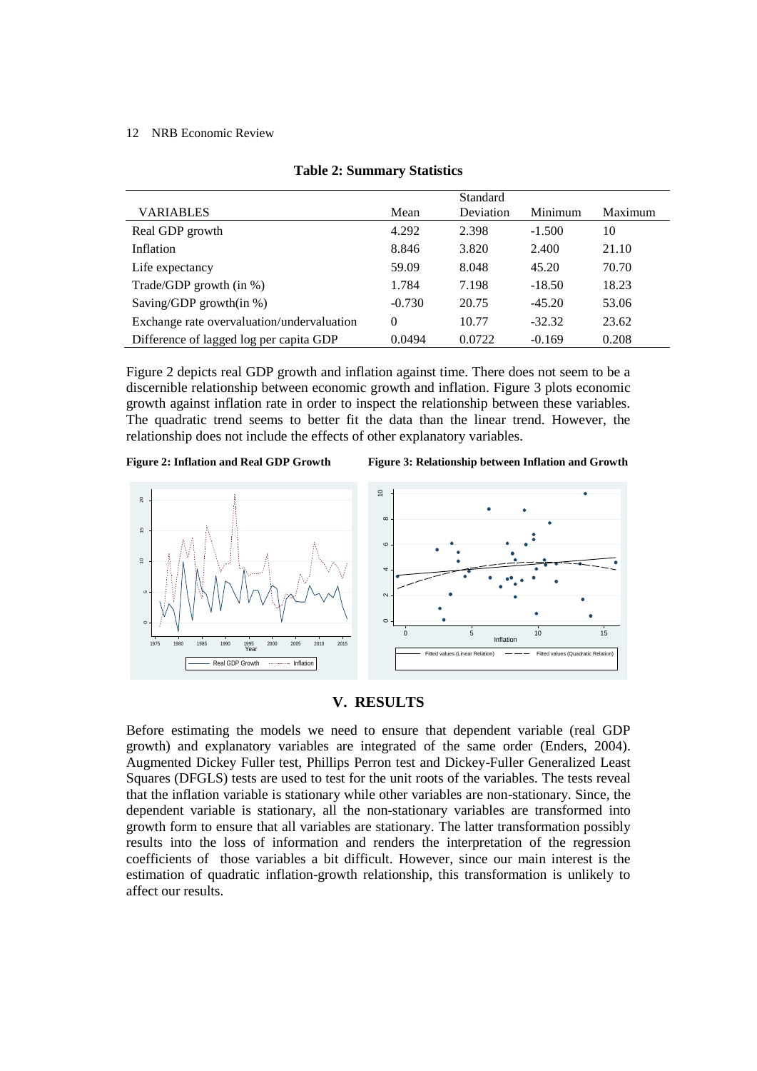**Table 2: Summary Statistics**

| VARIABLES | Mean | Standard Deviation | Minimum | Maximum |
|---|---|---|---|---|
| Real GDP growth | 4.292 | 2.398 | -1.500 | 10 |
| Inflation | 8.846 | 3.820 | 2.400 | 21.10 |
| Life expectancy | 59.09 | 8.048 | 45.20 | 70.70 |
| Trade/GDP growth (in %) | 1.784 | 7.198 | -18.50 | 18.23 |
| Saving/GDP growth(in %) | -0.730 | 20.75 | -45.20 | 53.06 |
| Exchange rate overvaluation/undervaluation | 0 | 10.77 | -32.32 | 23.62 |
| Difference of lagged log per capita GDP | 0.0494 | 0.0722 | -0.169 | 0.208 |

Figure 2 depicts real GDP growth and inflation against time. There does not seem to be a discernible relationship between economic growth and inflation. Figure 3 plots economic growth against inflation rate in order to inspect the relationship between these variables. The quadratic trend seems to better fit the data than the linear trend. However, the relationship does not include the effects of other explanatory variables.

**Figure 2: Inflation and Real GDP Growth**

**Figure 3: Relationship between Inflation and Growth**

## V. RESULTS

Before estimating the models we need to ensure that dependent variable (real GDP growth) and explanatory variables are integrated of the same order (Enders, 2004). Augmented Dickey Fuller test, Phillips Perron test and Dickey-Fuller Generalized Least Squares (DFGLS) tests are used to test for the unit roots of the variables. The tests reveal that the inflation variable is stationary while other variables are non-stationary. Since, the dependent variable is stationary, all the non-stationary variables are transformed into growth form to ensure that all variables are stationary. The latter transformation possibly results into the loss of information and renders the interpretation of the regression coefficients of those variables a bit difficult. However, since our main interest is the estimation of quadratic inflation-growth relationship, this transformation is unlikely to affect our results.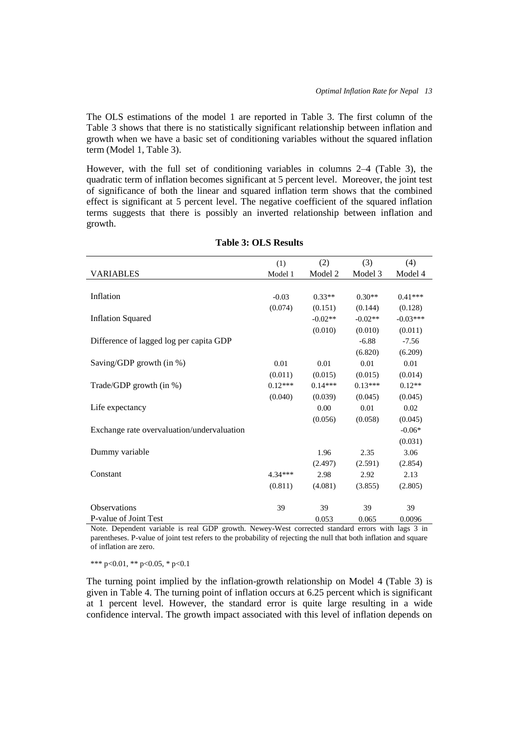The OLS estimations of the model 1 are reported in Table 3. The first column of the Table 3 shows that there is no statistically significant relationship between inflation and growth when we have a basic set of conditioning variables without the squared inflation term (Model 1, Table 3).

However, with the full set of conditioning variables in columns 2–4 (Table 3), the quadratic term of inflation becomes significant at 5 percent level. Moreover, the joint test of significance of both the linear and squared inflation term shows that the combined effect is significant at 5 percent level. The negative coefficient of the squared inflation terms suggests that there is possibly an inverted relationship between inflation and growth.

**Table 3: OLS Results**

| | (1) | (2) | (3) | (4) |
|---|---|---|---|---|
| VARIABLES | Model 1 | Model 2 | Model 3 | Model 4 |
| Inflation | -0.03 | 0.33** | 0.30** | 0.41*** |
| | (0.074) | (0.151) | (0.144) | (0.128) |
| Inflation Squared | | -0.02** | -0.02** | -0.03*** |
| | | (0.010) | (0.010) | (0.011) |
| Difference of lagged log per capita GDP | | | -6.88 | -7.56 |
| | | | (6.820) | (6.209) |
| Saving/GDP growth (in %) | 0.01 | 0.01 | 0.01 | 0.01 |
| | (0.011) | (0.015) | (0.015) | (0.014) |
| Trade/GDP growth (in %) | 0.12*** | 0.14*** | 0.13*** | 0.12** |
| | (0.040) | (0.039) | (0.045) | (0.045) |
| Life expectancy | | 0.00 | 0.01 | 0.02 |
| | | (0.056) | (0.058) | (0.045) |
| Exchange rate overvaluation/undervaluation | | | | -0.06* |
| | | | | (0.031) |
| Dummy variable | | 1.96 | 2.35 | 3.06 |
| | | (2.497) | (2.591) | (2.854) |
| Constant | 4.34*** | 2.98 | 2.92 | 2.13 |
| | (0.811) | (4.081) | (3.855) | (2.805) |
| Observations | 39 | 39 | 39 | 39 |
| P-value of Joint Test | | 0.053 | 0.065 | 0.0096 |

Note. Dependent variable is real GDP growth. Newey-West corrected standard errors with lags 3 in parentheses. P-value of joint test refers to the probability of rejecting the null that both inflation and square of inflation are zero.

*** p<0.01, ** p<0.05, * p<0.1

The turning point implied by the inflation-growth relationship on Model 4 (Table 3) is given in Table 4. The turning point of inflation occurs at 6.25 percent which is significant at 1 percent level. However, the standard error is quite large resulting in a wide confidence interval. The growth impact associated with this level of inflation depends on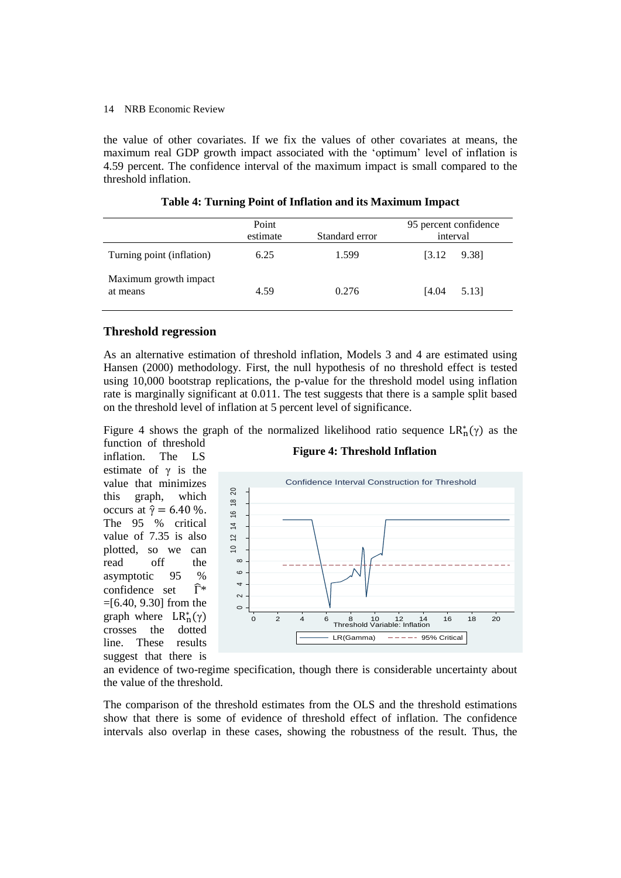the value of other covariates. If we fix the values of other covariates at means, the maximum real GDP growth impact associated with the 'optimum' level of inflation is 4.59 percent. The confidence interval of the maximum impact is small compared to the threshold inflation.

**Table 4: Turning Point of Inflation and its Maximum Impact**

| | Point estimate | Standard error | 95 percent confidence interval |
|---|---|---|---|
| Turning point (inflation) | 6.25 | 1.599 | [3.12   9.38] |
| Maximum growth impact at means | 4.59 | 0.276 | [4.04   5.13] |

## Threshold regression

As an alternative estimation of threshold inflation, Models 3 and 4 are estimated using Hansen (2000) methodology. First, the null hypothesis of no threshold effect is tested using 10,000 bootstrap replications, the p-value for the threshold model using inflation rate is marginally significant at 0.011. The test suggests that there is a sample split based on the threshold level of inflation at 5 percent level of significance.

Figure 4 shows the graph of the normalized likelihood ratio sequence $LR_n^*(\gamma)$ as the function of threshold inflation. The LS estimate of $\gamma$ is the value that minimizes this graph, which occurs at $\hat{\gamma} = 6.40$ %. The 95 % critical value of 7.35 is also plotted, so we can read off the asymptotic 95 % confidence set $\hat{\Gamma}^*$ =[6.40, 9.30] from the graph where $LR_n^*(\gamma)$ crosses the dotted line. These results suggest that there is an evidence of two-regime specification, though there is considerable uncertainty about the value of the threshold.

**Figure 4: Threshold Inflation**

The comparison of the threshold estimates from the OLS and the threshold estimations show that there is some of evidence of threshold effect of inflation. The confidence intervals also overlap in these cases, showing the robustness of the result. Thus, the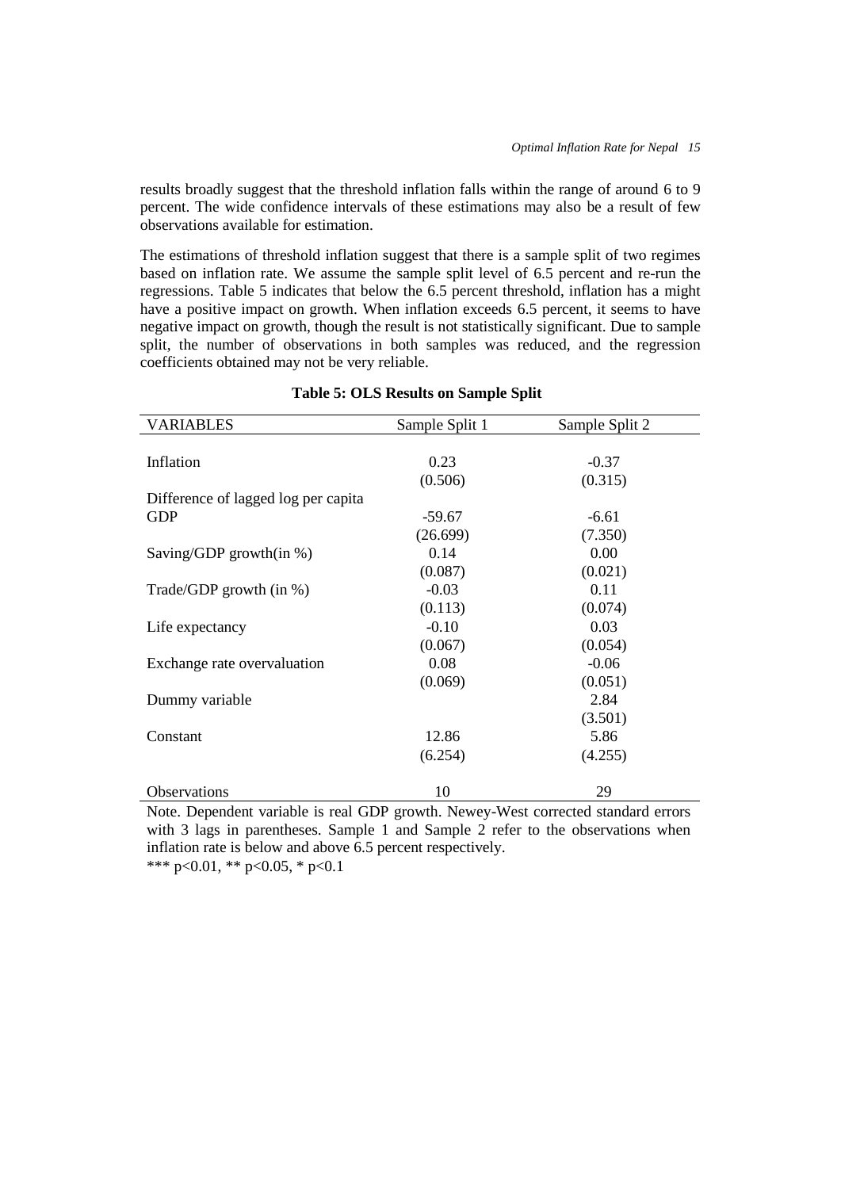results broadly suggest that the threshold inflation falls within the range of around 6 to 9 percent. The wide confidence intervals of these estimations may also be a result of few observations available for estimation.

The estimations of threshold inflation suggest that there is a sample split of two regimes based on inflation rate. We assume the sample split level of 6.5 percent and re-run the regressions. Table 5 indicates that below the 6.5 percent threshold, inflation has a might have a positive impact on growth. When inflation exceeds 6.5 percent, it seems to have negative impact on growth, though the result is not statistically significant. Due to sample split, the number of observations in both samples was reduced, and the regression coefficients obtained may not be very reliable.

**Table 5: OLS Results on Sample Split**

| VARIABLES | Sample Split 1 | Sample Split 2 |
|---|---|---|
| Inflation | 0.23 | -0.37 |
| | (0.506) | (0.315) |
| Difference of lagged log per capita GDP | -59.67 | -6.61 |
| | (26.699) | (7.350) |
| Saving/GDP growth(in %) | 0.14 | 0.00 |
| | (0.087) | (0.021) |
| Trade/GDP growth (in %) | -0.03 | 0.11 |
| | (0.113) | (0.074) |
| Life expectancy | -0.10 | 0.03 |
| | (0.067) | (0.054) |
| Exchange rate overvaluation | 0.08 | -0.06 |
| | (0.069) | (0.051) |
| Dummy variable | | 2.84 |
| | | (3.501) |
| Constant | 12.86 | 5.86 |
| | (6.254) | (4.255) |
| Observations | 10 | 29 |

Note. Dependent variable is real GDP growth. Newey-West corrected standard errors with 3 lags in parentheses. Sample 1 and Sample 2 refer to the observations when inflation rate is below and above 6.5 percent respectively.

*** $p<0.01$, ** $p<0.05$, * $p<0.1$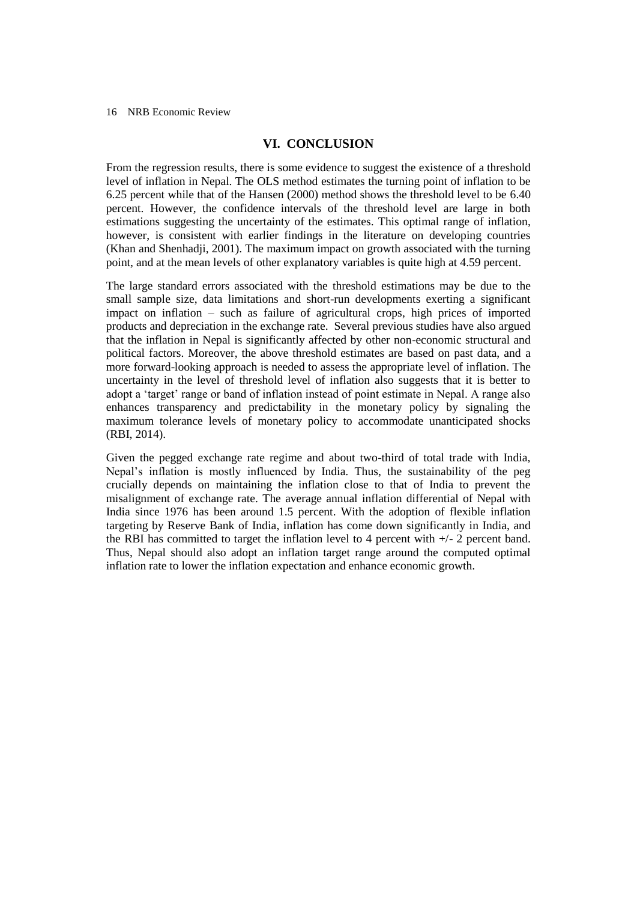## VI. CONCLUSION

From the regression results, there is some evidence to suggest the existence of a threshold level of inflation in Nepal. The OLS method estimates the turning point of inflation to be 6.25 percent while that of the Hansen (2000) method shows the threshold level to be 6.40 percent. However, the confidence intervals of the threshold level are large in both estimations suggesting the uncertainty of the estimates. This optimal range of inflation, however, is consistent with earlier findings in the literature on developing countries (Khan and Shenhadji, 2001). The maximum impact on growth associated with the turning point, and at the mean levels of other explanatory variables is quite high at 4.59 percent.

The large standard errors associated with the threshold estimations may be due to the small sample size, data limitations and short-run developments exerting a significant impact on inflation – such as failure of agricultural crops, high prices of imported products and depreciation in the exchange rate. Several previous studies have also argued that the inflation in Nepal is significantly affected by other non-economic structural and political factors. Moreover, the above threshold estimates are based on past data, and a more forward-looking approach is needed to assess the appropriate level of inflation. The uncertainty in the level of threshold level of inflation also suggests that it is better to adopt a 'target' range or band of inflation instead of point estimate in Nepal. A range also enhances transparency and predictability in the monetary policy by signaling the maximum tolerance levels of monetary policy to accommodate unanticipated shocks (RBI, 2014).

Given the pegged exchange rate regime and about two-third of total trade with India, Nepal's inflation is mostly influenced by India. Thus, the sustainability of the peg crucially depends on maintaining the inflation close to that of India to prevent the misalignment of exchange rate. The average annual inflation differential of Nepal with India since 1976 has been around 1.5 percent. With the adoption of flexible inflation targeting by Reserve Bank of India, inflation has come down significantly in India, and the RBI has committed to target the inflation level to 4 percent with +/- 2 percent band. Thus, Nepal should also adopt an inflation target range around the computed optimal inflation rate to lower the inflation expectation and enhance economic growth.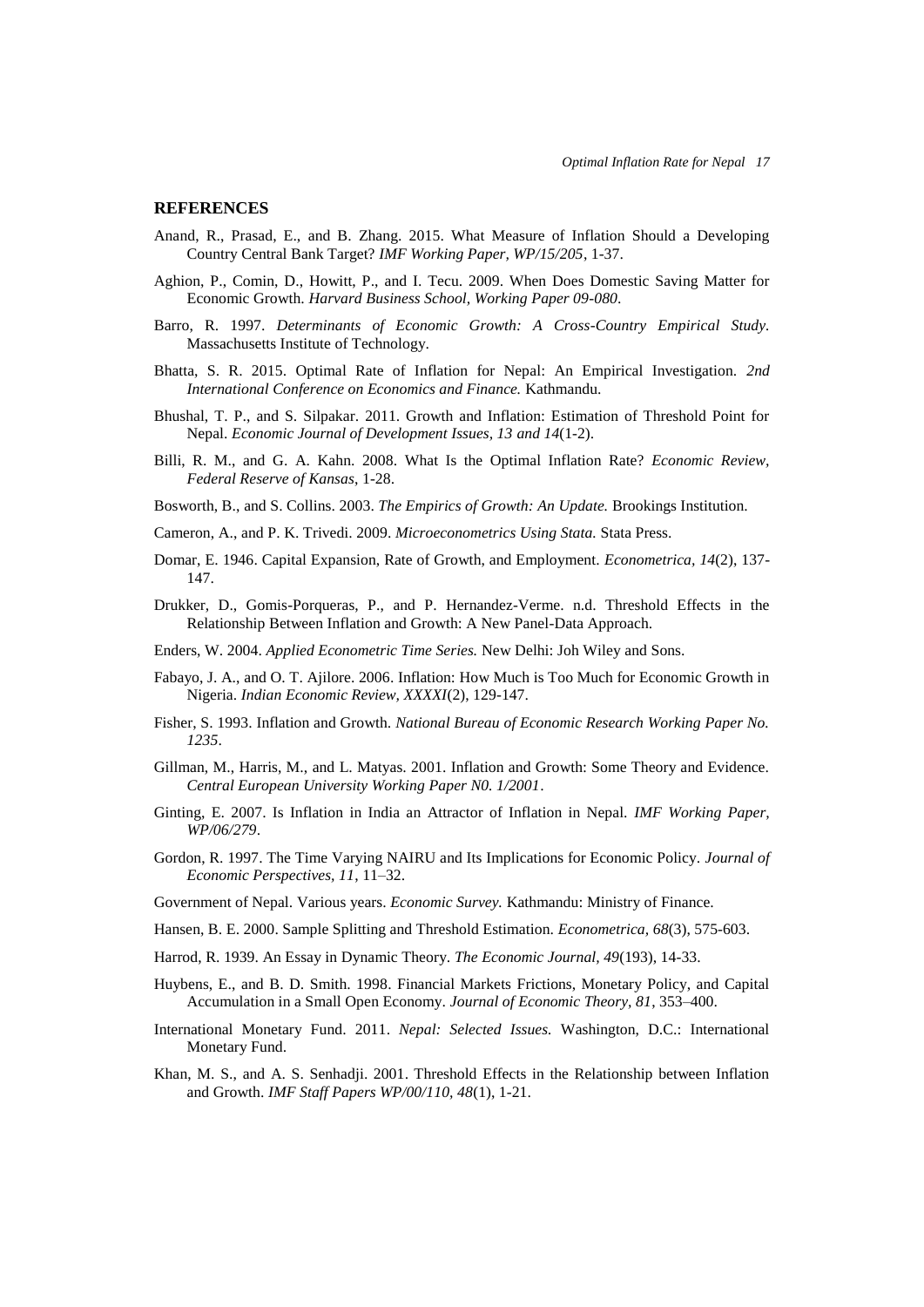## REFERENCES

Anand, R., Prasad, E., and B. Zhang. 2015. What Measure of Inflation Should a Developing Country Central Bank Target? *IMF Working Paper, WP/15/205*, 1-37.

Aghion, P., Comin, D., Howitt, P., and I. Tecu. 2009. When Does Domestic Saving Matter for Economic Growth. *Harvard Business School, Working Paper 09-080*.

Barro, R. 1997. *Determinants of Economic Growth: A Cross-Country Empirical Study.* Massachusetts Institute of Technology.

Bhatta, S. R. 2015. Optimal Rate of Inflation for Nepal: An Empirical Investigation. *2nd International Conference on Economics and Finance.* Kathmandu.

Bhushal, T. P., and S. Silpakar. 2011. Growth and Inflation: Estimation of Threshold Point for Nepal. *Economic Journal of Development Issues, 13 and 14*(1-2).

Billi, R. M., and G. A. Kahn. 2008. What Is the Optimal Inflation Rate? *Economic Review, Federal Reserve of Kansas*, 1-28.

Bosworth, B., and S. Collins. 2003. *The Empirics of Growth: An Update.* Brookings Institution.

Cameron, A., and P. K. Trivedi. 2009. *Microeconometrics Using Stata.* Stata Press.

Domar, E. 1946. Capital Expansion, Rate of Growth, and Employment. *Econometrica, 14*(2), 137-147.

Drukker, D., Gomis-Porqueras, P., and P. Hernandez-Verme. n.d. Threshold Effects in the Relationship Between Inflation and Growth: A New Panel-Data Approach.

Enders, W. 2004. *Applied Econometric Time Series.* New Delhi: Joh Wiley and Sons.

Fabayo, J. A., and O. T. Ajilore. 2006. Inflation: How Much is Too Much for Economic Growth in Nigeria. *Indian Economic Review, XXXXI*(2), 129-147.

Fisher, S. 1993. Inflation and Growth. *National Bureau of Economic Research Working Paper No. 1235*.

Gillman, M., Harris, M., and L. Matyas. 2001. Inflation and Growth: Some Theory and Evidence. *Central European University Working Paper N0. 1/2001*.

Ginting, E. 2007. Is Inflation in India an Attractor of Inflation in Nepal. *IMF Working Paper, WP/06/279*.

Gordon, R. 1997. The Time Varying NAIRU and Its Implications for Economic Policy. *Journal of Economic Perspectives, 11*, 11–32.

Government of Nepal. Various years. *Economic Survey.* Kathmandu: Ministry of Finance.

Hansen, B. E. 2000. Sample Splitting and Threshold Estimation. *Econometrica, 68*(3), 575-603.

Harrod, R. 1939. An Essay in Dynamic Theory. *The Economic Journal, 49*(193), 14-33.

Huybens, E., and B. D. Smith. 1998. Financial Markets Frictions, Monetary Policy, and Capital Accumulation in a Small Open Economy. *Journal of Economic Theory, 81*, 353–400.

International Monetary Fund. 2011. *Nepal: Selected Issues.* Washington, D.C.: International Monetary Fund.

Khan, M. S., and A. S. Senhadji. 2001. Threshold Effects in the Relationship between Inflation and Growth. *IMF Staff Papers WP/00/110, 48*(1), 1-21.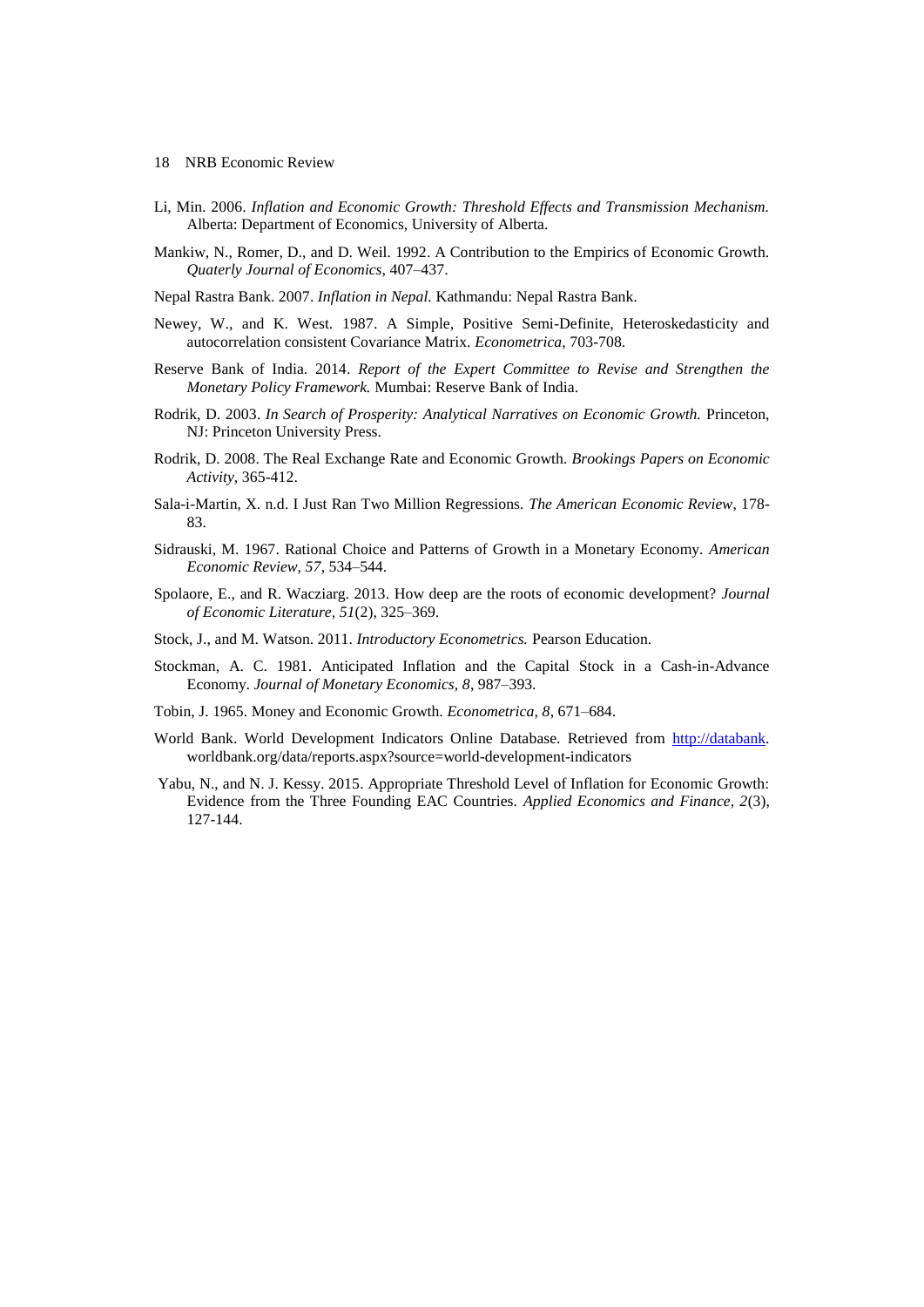Li, Min. 2006. *Inflation and Economic Growth: Threshold Effects and Transmission Mechanism.* Alberta: Department of Economics, University of Alberta.

Mankiw, N., Romer, D., and D. Weil. 1992. A Contribution to the Empirics of Economic Growth. *Quaterly Journal of Economics*, 407–437.

Nepal Rastra Bank. 2007. *Inflation in Nepal.* Kathmandu: Nepal Rastra Bank.

Newey, W., and K. West. 1987. A Simple, Positive Semi-Definite, Heteroskedasticity and autocorrelation consistent Covariance Matrix. *Econometrica*, 703-708.

Reserve Bank of India. 2014. *Report of the Expert Committee to Revise and Strengthen the Monetary Policy Framework.* Mumbai: Reserve Bank of India.

Rodrik, D. 2003. *In Search of Prosperity: Analytical Narratives on Economic Growth.* Princeton, NJ: Princeton University Press.

Rodrik, D. 2008. The Real Exchange Rate and Economic Growth. *Brookings Papers on Economic Activity*, 365-412.

Sala-i-Martin, X. n.d. I Just Ran Two Million Regressions. *The American Economic Review*, 178-83.

Sidrauski, M. 1967. Rational Choice and Patterns of Growth in a Monetary Economy. *American Economic Review, 57*, 534–544.

Spolaore, E., and R. Wacziarg. 2013. How deep are the roots of economic development? *Journal of Economic Literature, 51*(2), 325–369.

Stock, J., and M. Watson. 2011. *Introductory Econometrics.* Pearson Education.

Stockman, A. C. 1981. Anticipated Inflation and the Capital Stock in a Cash-in-Advance Economy. *Journal of Monetary Economics, 8*, 987–393.

Tobin, J. 1965. Money and Economic Growth. *Econometrica, 8*, 671–684.

World Bank. World Development Indicators Online Database. Retrieved from http://databank.worldbank.org/data/reports.aspx?source=world-development-indicators

Yabu, N., and N. J. Kessy. 2015. Appropriate Threshold Level of Inflation for Economic Growth: Evidence from the Three Founding EAC Countries. *Applied Economics and Finance, 2*(3), 127-144.